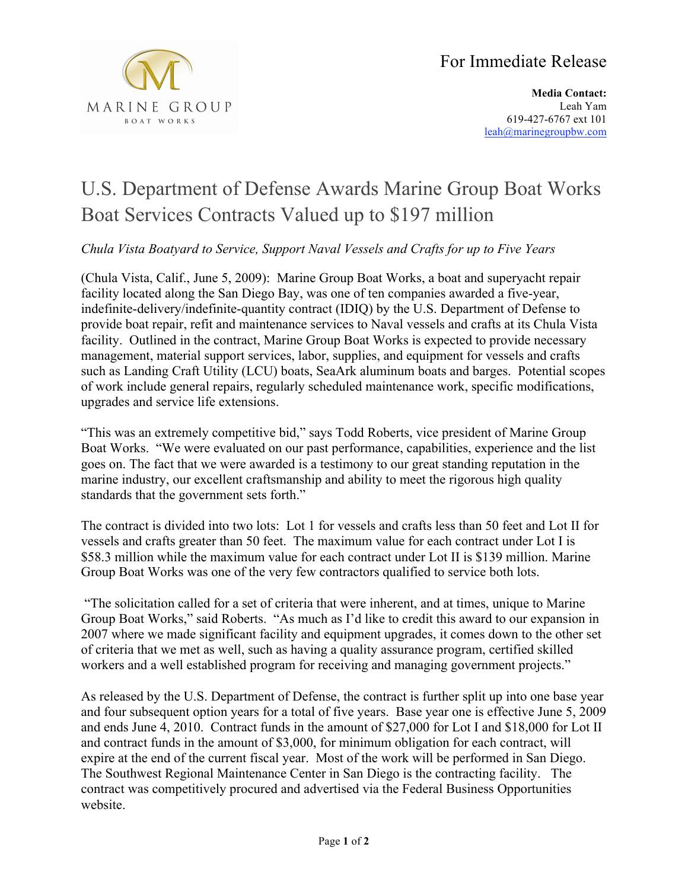MARINE GROUP

BOAT WORKS

For Immediate Release

**Media Contact:**
Leah Yam
619-427-6767 ext 101
leah@marinegroupbw.com

# U.S. Department of Defense Awards Marine Group Boat Works Boat Services Contracts Valued up to $197 million

*Chula Vista Boatyard to Service, Support Naval Vessels and Crafts for up to Five Years*

(Chula Vista, Calif., June 5, 2009): Marine Group Boat Works, a boat and superyacht repair facility located along the San Diego Bay, was one of ten companies awarded a five-year, indefinite-delivery/indefinite-quantity contract (IDIQ) by the U.S. Department of Defense to provide boat repair, refit and maintenance services to Naval vessels and crafts at its Chula Vista facility. Outlined in the contract, Marine Group Boat Works is expected to provide necessary management, material support services, labor, supplies, and equipment for vessels and crafts such as Landing Craft Utility (LCU) boats, SeaArk aluminum boats and barges. Potential scopes of work include general repairs, regularly scheduled maintenance work, specific modifications, upgrades and service life extensions.

"This was an extremely competitive bid," says Todd Roberts, vice president of Marine Group Boat Works. "We were evaluated on our past performance, capabilities, experience and the list goes on. The fact that we were awarded is a testimony to our great standing reputation in the marine industry, our excellent craftsmanship and ability to meet the rigorous high quality standards that the government sets forth."

The contract is divided into two lots: Lot 1 for vessels and crafts less than 50 feet and Lot II for vessels and crafts greater than 50 feet. The maximum value for each contract under Lot I is $58.3 million while the maximum value for each contract under Lot II is $139 million. Marine Group Boat Works was one of the very few contractors qualified to service both lots.

"The solicitation called for a set of criteria that were inherent, and at times, unique to Marine Group Boat Works," said Roberts. "As much as I'd like to credit this award to our expansion in 2007 where we made significant facility and equipment upgrades, it comes down to the other set of criteria that we met as well, such as having a quality assurance program, certified skilled workers and a well established program for receiving and managing government projects."

As released by the U.S. Department of Defense, the contract is further split up into one base year and four subsequent option years for a total of five years. Base year one is effective June 5, 2009 and ends June 4, 2010. Contract funds in the amount of $27,000 for Lot I and $18,000 for Lot II and contract funds in the amount of $3,000, for minimum obligation for each contract, will expire at the end of the current fiscal year. Most of the work will be performed in San Diego. The Southwest Regional Maintenance Center in San Diego is the contracting facility. The contract was competitively procured and advertised via the Federal Business Opportunities website.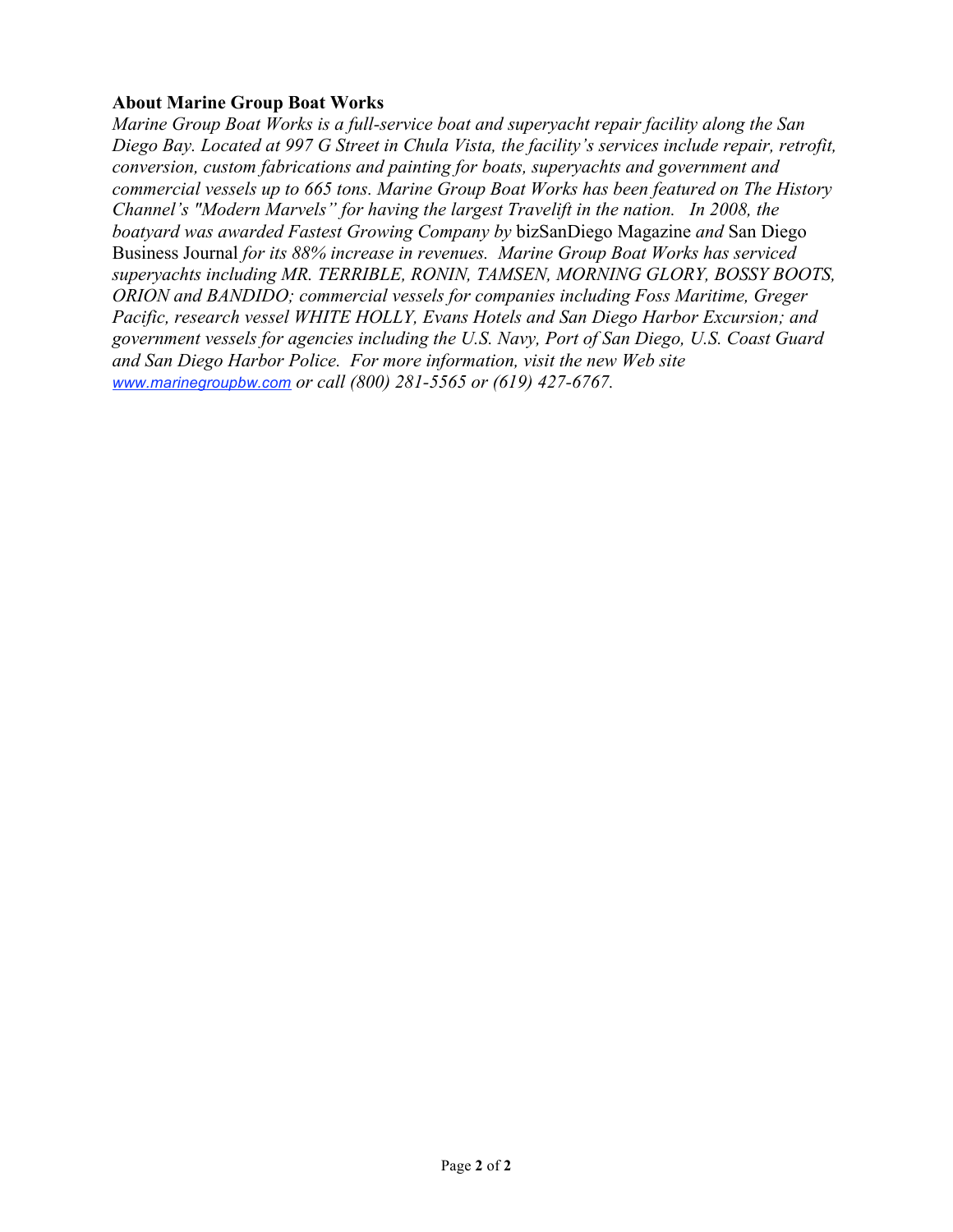**About Marine Group Boat Works**

*Marine Group Boat Works is a full-service boat and superyacht repair facility along the San Diego Bay. Located at 997 G Street in Chula Vista, the facility's services include repair, retrofit, conversion, custom fabrications and painting for boats, superyachts and government and commercial vessels up to 665 tons. Marine Group Boat Works has been featured on The History Channel's "Modern Marvels" for having the largest Travelift in the nation. In 2008, the boatyard was awarded Fastest Growing Company by* bizSanDiego Magazine *and* San Diego Business Journal *for its 88% increase in revenues. Marine Group Boat Works has serviced superyachts including MR. TERRIBLE, RONIN, TAMSEN, MORNING GLORY, BOSSY BOOTS, ORION and BANDIDO; commercial vessels for companies including Foss Maritime, Greger Pacific, research vessel WHITE HOLLY, Evans Hotels and San Diego Harbor Excursion; and government vessels for agencies including the U.S. Navy, Port of San Diego, U.S. Coast Guard and San Diego Harbor Police. For more information, visit the new Web site* www.marinegroupbw.com *or call (800) 281-5565 or (619) 427-6767.*